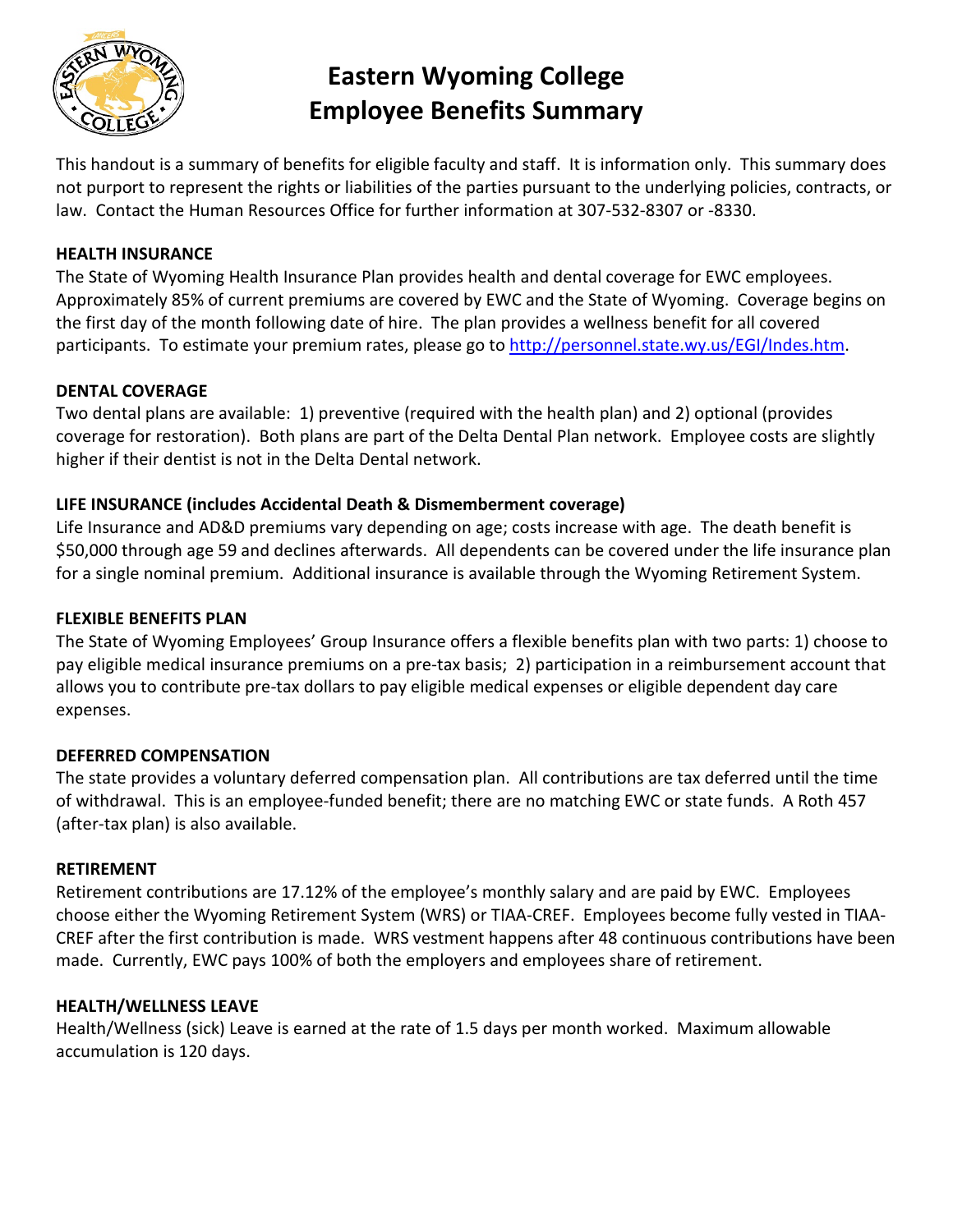# Eastern Wyoming College
# Employee Benefits Summary

This handout is a summary of benefits for eligible faculty and staff. It is information only. This summary does not purport to represent the rights or liabilities of the parties pursuant to the underlying policies, contracts, or law. Contact the Human Resources Office for further information at 307-532-8307 or -8330.

**HEALTH INSURANCE**

The State of Wyoming Health Insurance Plan provides health and dental coverage for EWC employees. Approximately 85% of current premiums are covered by EWC and the State of Wyoming. Coverage begins on the first day of the month following date of hire. The plan provides a wellness benefit for all covered participants. To estimate your premium rates, please go to [http://personnel.state.wy.us/EGI/Indes.htm](http://personnel.state.wy.us/EGI/Indes.htm).

**DENTAL COVERAGE**

Two dental plans are available: 1) preventive (required with the health plan) and 2) optional (provides coverage for restoration). Both plans are part of the Delta Dental Plan network. Employee costs are slightly higher if their dentist is not in the Delta Dental network.

**LIFE INSURANCE (includes Accidental Death & Dismemberment coverage)**

Life Insurance and AD&D premiums vary depending on age; costs increase with age. The death benefit is $50,000 through age 59 and declines afterwards. All dependents can be covered under the life insurance plan for a single nominal premium. Additional insurance is available through the Wyoming Retirement System.

**FLEXIBLE BENEFITS PLAN**

The State of Wyoming Employees' Group Insurance offers a flexible benefits plan with two parts: 1) choose to pay eligible medical insurance premiums on a pre-tax basis; 2) participation in a reimbursement account that allows you to contribute pre-tax dollars to pay eligible medical expenses or eligible dependent day care expenses.

**DEFERRED COMPENSATION**

The state provides a voluntary deferred compensation plan. All contributions are tax deferred until the time of withdrawal. This is an employee-funded benefit; there are no matching EWC or state funds. A Roth 457 (after-tax plan) is also available.

**RETIREMENT**

Retirement contributions are 17.12% of the employee's monthly salary and are paid by EWC. Employees choose either the Wyoming Retirement System (WRS) or TIAA-CREF. Employees become fully vested in TIAA-CREF after the first contribution is made. WRS vestment happens after 48 continuous contributions have been made. Currently, EWC pays 100% of both the employers and employees share of retirement.

**HEALTH/WELLNESS LEAVE**

Health/Wellness (sick) Leave is earned at the rate of 1.5 days per month worked. Maximum allowable accumulation is 120 days.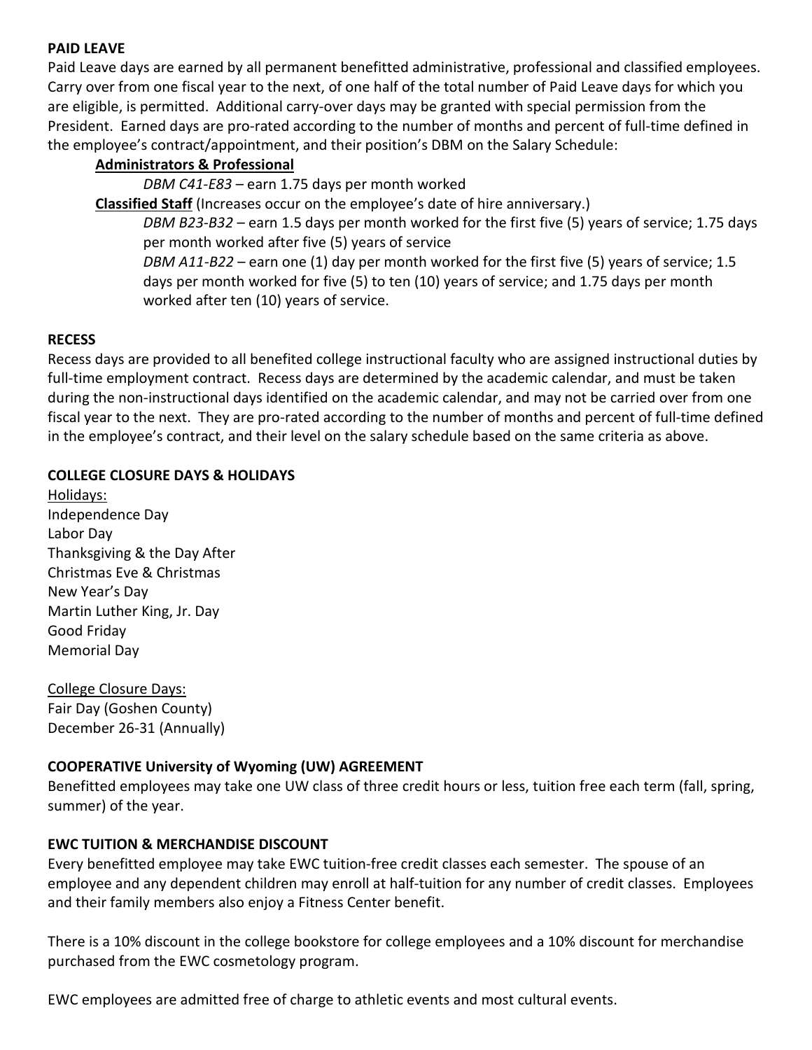## PAID LEAVE

Paid Leave days are earned by all permanent benefitted administrative, professional and classified employees. Carry over from one fiscal year to the next, of one half of the total number of Paid Leave days for which you are eligible, is permitted. Additional carry-over days may be granted with special permission from the President. Earned days are pro-rated according to the number of months and percent of full-time defined in the employee's contract/appointment, and their position's DBM on the Salary Schedule:

**Administrators & Professional**

*DBM C41-E83* – earn 1.75 days per month worked

**Classified Staff** (Increases occur on the employee's date of hire anniversary.)

*DBM B23-B32* – earn 1.5 days per month worked for the first five (5) years of service; 1.75 days per month worked after five (5) years of service

*DBM A11-B22* – earn one (1) day per month worked for the first five (5) years of service; 1.5 days per month worked for five (5) to ten (10) years of service; and 1.75 days per month worked after ten (10) years of service.

## RECESS

Recess days are provided to all benefited college instructional faculty who are assigned instructional duties by full-time employment contract. Recess days are determined by the academic calendar, and must be taken during the non-instructional days identified on the academic calendar, and may not be carried over from one fiscal year to the next. They are pro-rated according to the number of months and percent of full-time defined in the employee's contract, and their level on the salary schedule based on the same criteria as above.

## COLLEGE CLOSURE DAYS & HOLIDAYS

Holidays:

Independence Day
Labor Day
Thanksgiving & the Day After
Christmas Eve & Christmas
New Year's Day
Martin Luther King, Jr. Day
Good Friday
Memorial Day

College Closure Days:

Fair Day (Goshen County)
December 26-31 (Annually)

## COOPERATIVE University of Wyoming (UW) AGREEMENT

Benefitted employees may take one UW class of three credit hours or less, tuition free each term (fall, spring, summer) of the year.

## EWC TUITION & MERCHANDISE DISCOUNT

Every benefitted employee may take EWC tuition-free credit classes each semester. The spouse of an employee and any dependent children may enroll at half-tuition for any number of credit classes. Employees and their family members also enjoy a Fitness Center benefit.

There is a 10% discount in the college bookstore for college employees and a 10% discount for merchandise purchased from the EWC cosmetology program.

EWC employees are admitted free of charge to athletic events and most cultural events.